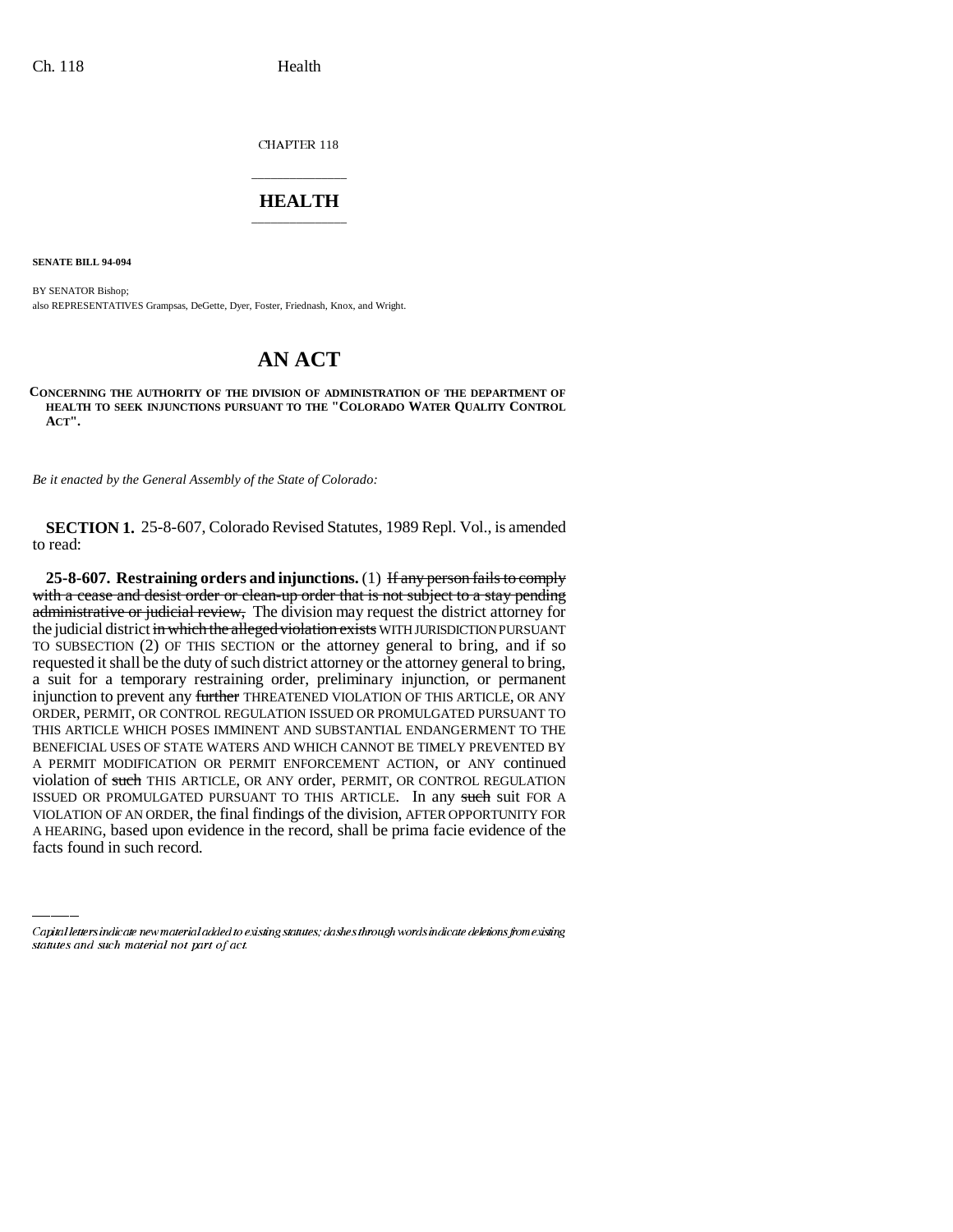CHAPTER 118

# HEALTH

**SENATE BILL 94-094**

BY SENATOR Bishop;
also REPRESENTATIVES Grampsas, DeGette, Dyer, Foster, Friednash, Knox, and Wright.

# AN ACT

**CONCERNING THE AUTHORITY OF THE DIVISION OF ADMINISTRATION OF THE DEPARTMENT OF HEALTH TO SEEK INJUNCTIONS PURSUANT TO THE "COLORADO WATER QUALITY CONTROL ACT".**

*Be it enacted by the General Assembly of the State of Colorado:*

**SECTION 1.** 25-8-607, Colorado Revised Statutes, 1989 Repl. Vol., is amended to read:

**25-8-607. Restraining orders and injunctions.** (1) ~~If any person fails to comply with a cease and desist order or clean-up order that is not subject to a stay pending administrative or judicial review,~~ The division may request the district attorney for the judicial district ~~in which the alleged violation exists~~ WITH JURISDICTION PURSUANT TO SUBSECTION (2) OF THIS SECTION or the attorney general to bring, and if so requested it shall be the duty of such district attorney or the attorney general to bring, a suit for a temporary restraining order, preliminary injunction, or permanent injunction to prevent any ~~further~~ THREATENED VIOLATION OF THIS ARTICLE, OR ANY ORDER, PERMIT, OR CONTROL REGULATION ISSUED OR PROMULGATED PURSUANT TO THIS ARTICLE WHICH POSES IMMINENT AND SUBSTANTIAL ENDANGERMENT TO THE BENEFICIAL USES OF STATE WATERS AND WHICH CANNOT BE TIMELY PREVENTED BY A PERMIT MODIFICATION OR PERMIT ENFORCEMENT ACTION, or ANY continued violation of ~~such~~ THIS ARTICLE, OR ANY order, PERMIT, OR CONTROL REGULATION ISSUED OR PROMULGATED PURSUANT TO THIS ARTICLE. In any ~~such~~ suit FOR A VIOLATION OF AN ORDER, the final findings of the division, AFTER OPPORTUNITY FOR A HEARING, based upon evidence in the record, shall be prima facie evidence of the facts found in such record.

---

*Capital letters indicate new material added to existing statutes; dashes through words indicate deletions from existing statutes and such material not part of act.*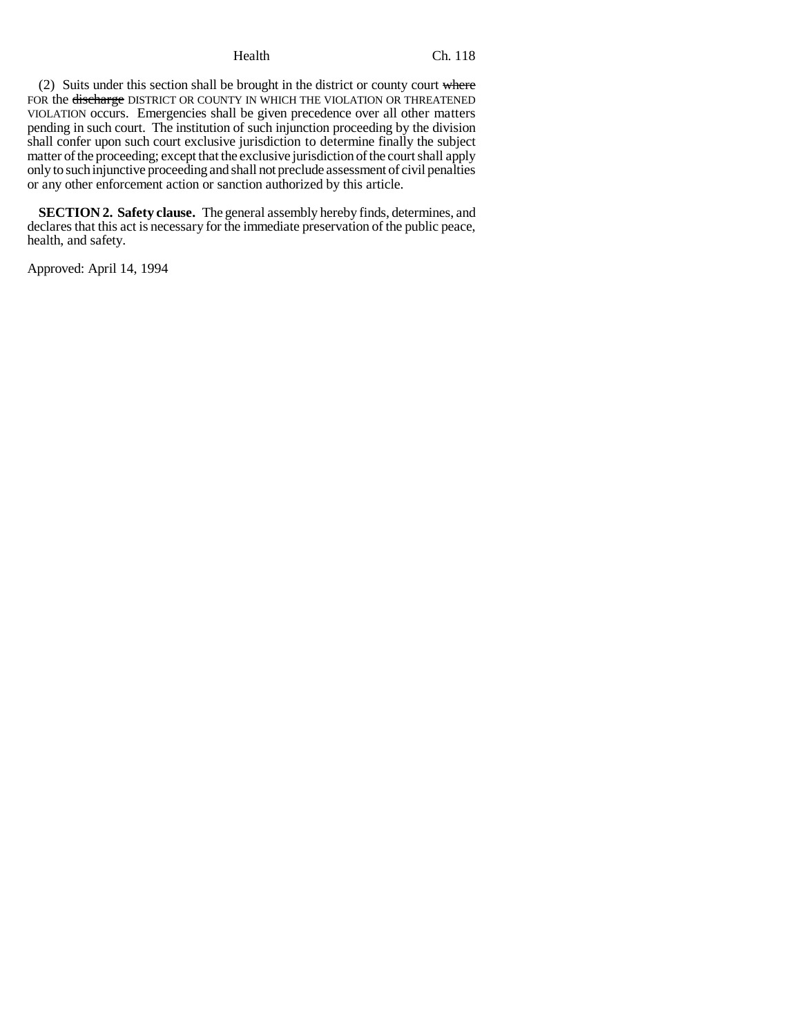(2) Suits under this section shall be brought in the district or county court ~~where~~ FOR the ~~discharge~~ DISTRICT OR COUNTY IN WHICH THE VIOLATION OR THREATENED VIOLATION occurs. Emergencies shall be given precedence over all other matters pending in such court. The institution of such injunction proceeding by the division shall confer upon such court exclusive jurisdiction to determine finally the subject matter of the proceeding; except that the exclusive jurisdiction of the court shall apply only to such injunctive proceeding and shall not preclude assessment of civil penalties or any other enforcement action or sanction authorized by this article.

**SECTION 2. Safety clause.** The general assembly hereby finds, determines, and declares that this act is necessary for the immediate preservation of the public peace, health, and safety.

Approved: April 14, 1994